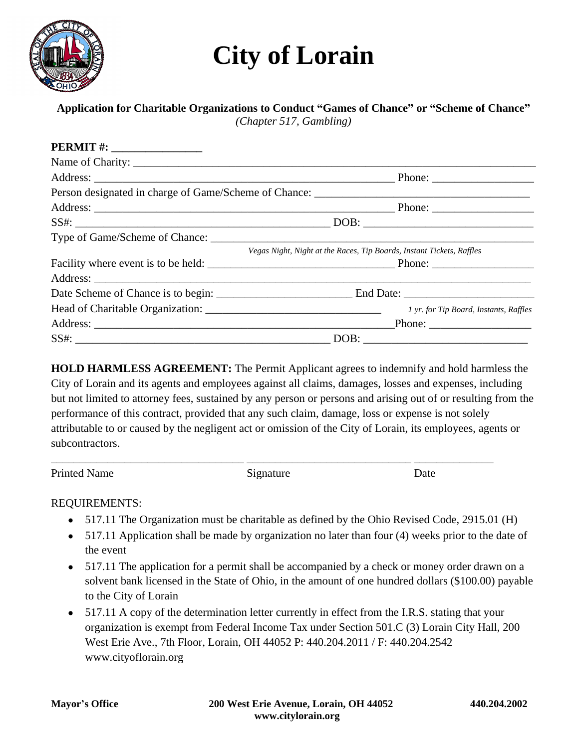# City of Lorain

**Application for Charitable Organizations to Conduct "Games of Chance" or "Scheme of Chance"**
*(Chapter 517, Gambling)*

**PERMIT #: ________________**

Name of Charity: ______________________________________________________________

Address: ___________________________________________ Phone: __________________

Person designated in charge of Game/Scheme of Chance: ______________________________

Address: ___________________________________________ Phone: __________________

SS#: ______________________________________ DOB: ______________________________

Type of Game/Scheme of Chance: _______________________________________________

*Vegas Night, Night at the Races, Tip Boards, Instant Tickets, Raffles*

Facility where event is to be held: ___________________________ Phone: __________________

Address: ______________________________________________________________________

Date Scheme of Chance is to begin: ______________________ End Date: ____________________

Head of Charitable Organization: ____________________________ *1 yr. for Tip Board, Instants, Raffles*

Address: ___________________________________________ Phone: __________________

SS#: ______________________________________ DOB: ______________________________

**HOLD HARMLESS AGREEMENT:** The Permit Applicant agrees to indemnify and hold harmless the City of Lorain and its agents and employees against all claims, damages, losses and expenses, including but not limited to attorney fees, sustained by any person or persons and arising out of or resulting from the performance of this contract, provided that any such claim, damage, loss or expense is not solely attributable to or caused by the negligent act or omission of the City of Lorain, its employees, agents or subcontractors.

_______________________________ ___________________________ ______________

Printed Name Signature Date

REQUIREMENTS:

- 517.11 The Organization must be charitable as defined by the Ohio Revised Code, 2915.01 (H)
- 517.11 Application shall be made by organization no later than four (4) weeks prior to the date of the event
- 517.11 The application for a permit shall be accompanied by a check or money order drawn on a solvent bank licensed in the State of Ohio, in the amount of one hundred dollars ($100.00) payable to the City of Lorain
- 517.11 A copy of the determination letter currently in effect from the I.R.S. stating that your organization is exempt from Federal Income Tax under Section 501.C (3) Lorain City Hall, 200 West Erie Ave., 7th Floor, Lorain, OH 44052 P: 440.204.2011 / F: 440.204.2542 www.cityoflorain.org

**Mayor's Office** **200 West Erie Avenue, Lorain, OH 44052** **440.204.2002**
**www.citylorain.org**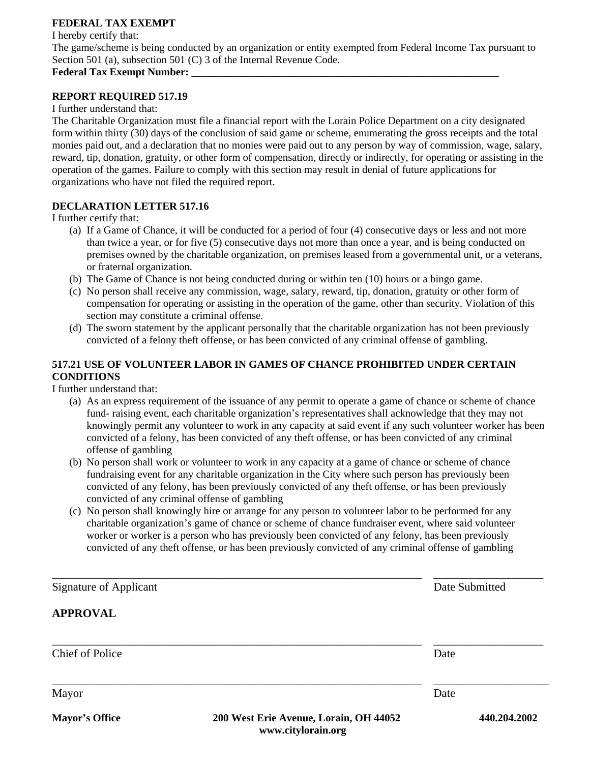**FEDERAL TAX EXEMPT**

I hereby certify that:

The game/scheme is being conducted by an organization or entity exempted from Federal Income Tax pursuant to Section 501 (a), subsection 501 (C) 3 of the Internal Revenue Code.

**Federal Tax Exempt Number: ___________________________________________________________**

**REPORT REQUIRED 517.19**

I further understand that:

The Charitable Organization must file a financial report with the Lorain Police Department on a city designated form within thirty (30) days of the conclusion of said game or scheme, enumerating the gross receipts and the total monies paid out, and a declaration that no monies were paid out to any person by way of commission, wage, salary, reward, tip, donation, gratuity, or other form of compensation, directly or indirectly, for operating or assisting in the operation of the games. Failure to comply with this section may result in denial of future applications for organizations who have not filed the required report.

**DECLARATION LETTER 517.16**

I further certify that:

(a) If a Game of Chance, it will be conducted for a period of four (4) consecutive days or less and not more than twice a year, or for five (5) consecutive days not more than once a year, and is being conducted on premises owned by the charitable organization, on premises leased from a governmental unit, or a veterans, or fraternal organization.

(b) The Game of Chance is not being conducted during or within ten (10) hours or a bingo game.

(c) No person shall receive any commission, wage, salary, reward, tip, donation, gratuity or other form of compensation for operating or assisting in the operation of the game, other than security. Violation of this section may constitute a criminal offense.

(d) The sworn statement by the applicant personally that the charitable organization has not been previously convicted of a felony theft offense, or has been convicted of any criminal offense of gambling.

**517.21 USE OF VOLUNTEER LABOR IN GAMES OF CHANCE PROHIBITED UNDER CERTAIN CONDITIONS**

I further understand that:

(a) As an express requirement of the issuance of any permit to operate a game of chance or scheme of chance fund- raising event, each charitable organization's representatives shall acknowledge that they may not knowingly permit any volunteer to work in any capacity at said event if any such volunteer worker has been convicted of a felony, has been convicted of any theft offense, or has been convicted of any criminal offense of gambling

(b) No person shall work or volunteer to work in any capacity at a game of chance or scheme of chance fundraising event for any charitable organization in the City where such person has previously been convicted of any felony, has been previously convicted of any theft offense, or has been previously convicted of any criminal offense of gambling

(c) No person shall knowingly hire or arrange for any person to volunteer labor to be performed for any charitable organization's game of chance or scheme of chance fundraiser event, where said volunteer worker or worker is a person who has previously been convicted of any felony, has been previously convicted of any theft offense, or has been previously convicted of any criminal offense of gambling

_____________________________________________________________________ ____________________

Signature of Applicant Date Submitted

**APPROVAL**

_____________________________________________________________________ ____________________

Chief of Police Date

_____________________________________________________________________ ____________________

Mayor Date

**Mayor's Office** **200 West Erie Avenue, Lorain, OH 44052** **440.204.2002**

**www.citylorain.org**